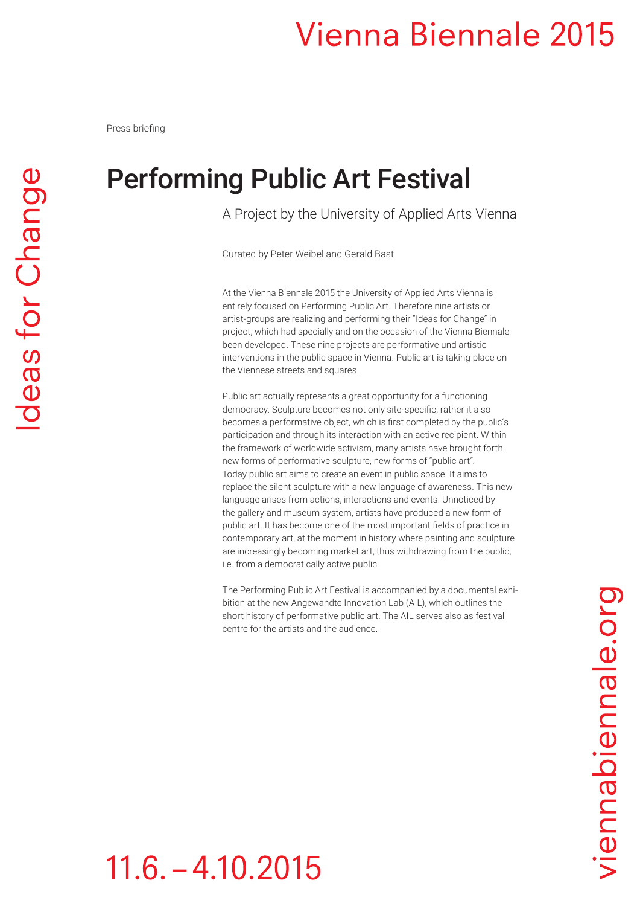# Vienna Biennale 2015

Press briefing

## Performing Public Art Festival

A Project by the University of Applied Arts Vienna

Curated by Peter Weibel and Gerald Bast

At the Vienna Biennale 2015 the University of Applied Arts Vienna is entirely focused on Performing Public Art. Therefore nine artists or artist-groups are realizing and performing their "Ideas for Change" in project, which had specially and on the occasion of the Vienna Biennale been developed. These nine projects are performative und artistic interventions in the public space in Vienna. Public art is taking place on the Viennese streets and squares.

Public art actually represents a great opportunity for a functioning democracy. Sculpture becomes not only site-specific, rather it also becomes a performative object, which is first completed by the public's participation and through its interaction with an active recipient. Within the framework of worldwide activism, many artists have brought forth new forms of performative sculpture, new forms of "public art". Today public art aims to create an event in public space. It aims to replace the silent sculpture with a new language of awareness. This new language arises from actions, interactions and events. Unnoticed by the gallery and museum system, artists have produced a new form of public art. It has become one of the most important fields of practice in contemporary art, at the moment in history where painting and sculpture are increasingly becoming market art, thus withdrawing from the public, i.e. from a democratically active public.

The Performing Public Art Festival is accompanied by a documental exhibition at the new Angewandte Innovation Lab (AIL), which outlines the short history of performative public art. The AIL serves also as festival centre for the artists and the audience.

Ideas for Change

11.6. – 4.10.2015

viennabiennale.org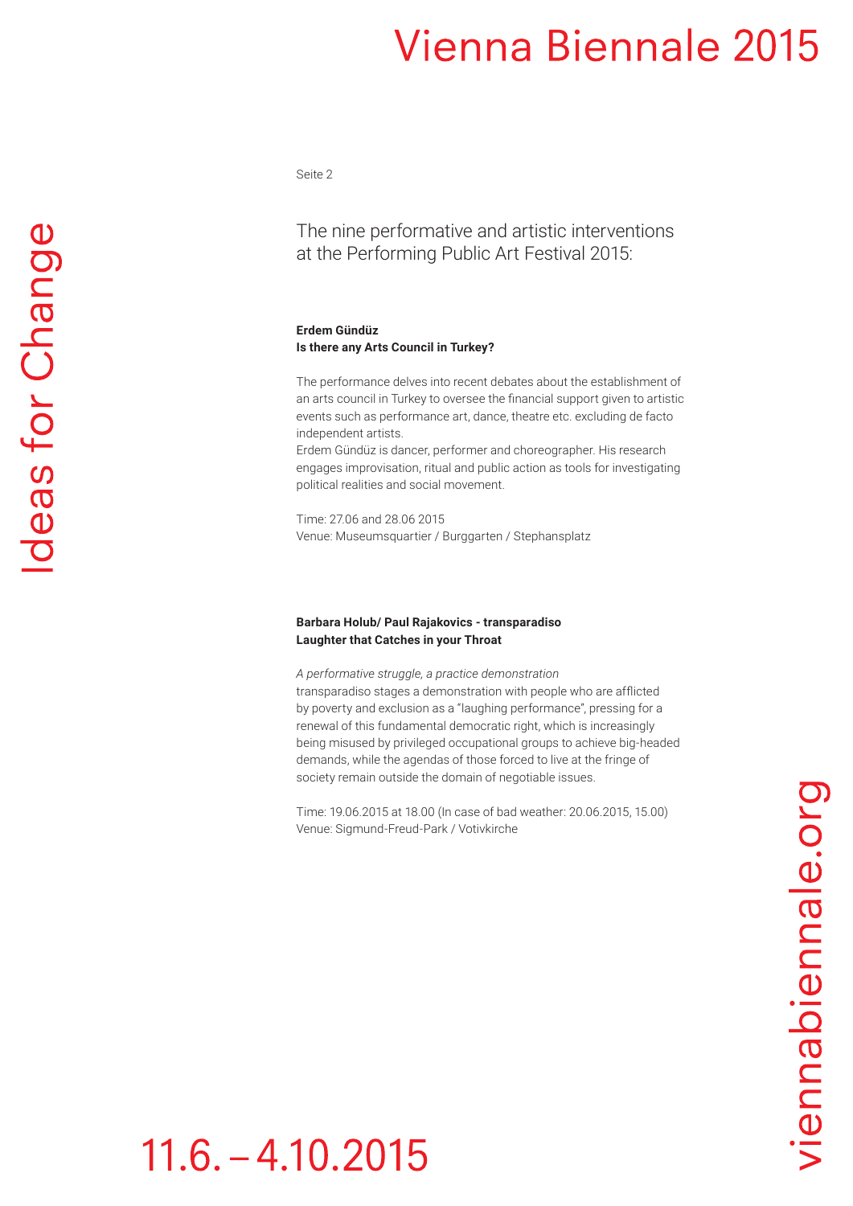The nine performative and artistic interventions at the Performing Public Art Festival 2015:

**Erdem Gündüz**
**Is there any Arts Council in Turkey?**

The performance delves into recent debates about the establishment of an arts council in Turkey to oversee the financial support given to artistic events such as performance art, dance, theatre etc. excluding de facto independent artists.
Erdem Gündüz is dancer, performer and choreographer. His research engages improvisation, ritual and public action as tools for investigating political realities and social movement.

Time: 27.06 and 28.06 2015
Venue: Museumsquartier / Burggarten / Stephansplatz

**Barbara Holub/ Paul Rajakovics - transparadiso**
**Laughter that Catches in your Throat**

*A performative struggle, a practice demonstration*
transparadiso stages a demonstration with people who are afflicted by poverty and exclusion as a "laughing performance", pressing for a renewal of this fundamental democratic right, which is increasingly being misused by privileged occupational groups to achieve big-headed demands, while the agendas of those forced to live at the fringe of society remain outside the domain of negotiable issues.

Time: 19.06.2015 at 18.00 (In case of bad weather: 20.06.2015, 15.00)
Venue: Sigmund-Freud-Park / Votivkirche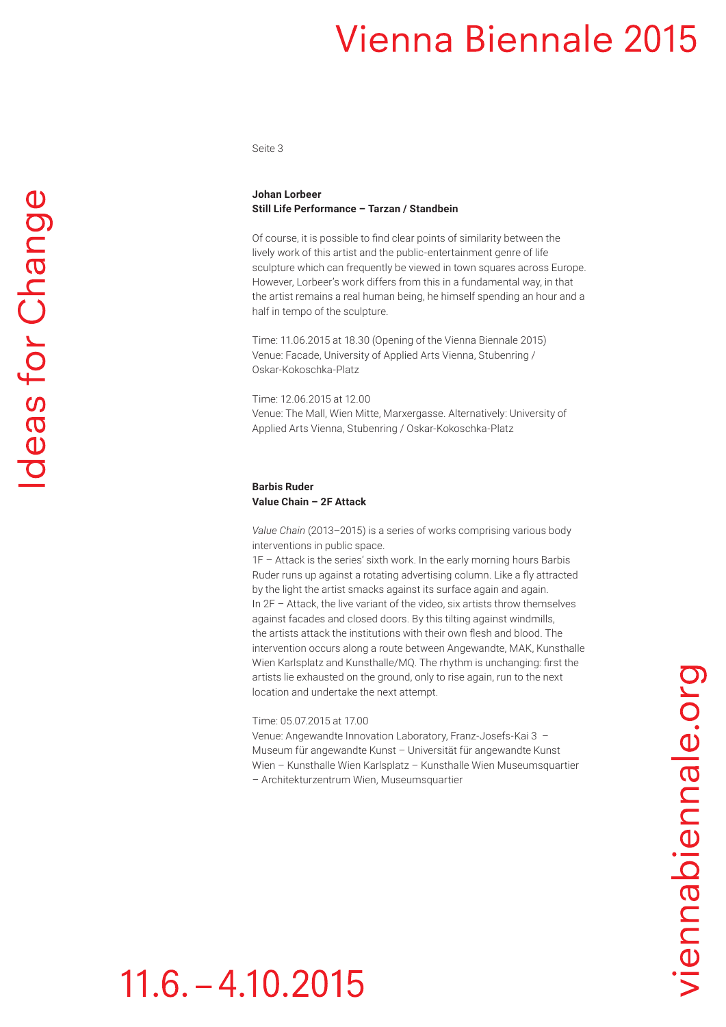**Johan Lorbeer**
**Still Life Performance – Tarzan / Standbein**

Of course, it is possible to find clear points of similarity between the lively work of this artist and the public-entertainment genre of life sculpture which can frequently be viewed in town squares across Europe. However, Lorbeer's work differs from this in a fundamental way, in that the artist remains a real human being, he himself spending an hour and a half in tempo of the sculpture.

Time: 11.06.2015 at 18.30 (Opening of the Vienna Biennale 2015)
Venue: Facade, University of Applied Arts Vienna, Stubenring / Oskar-Kokoschka-Platz

Time: 12.06.2015 at 12.00
Venue: The Mall, Wien Mitte, Marxergasse. Alternatively: University of Applied Arts Vienna, Stubenring / Oskar-Kokoschka-Platz

**Barbis Ruder**
**Value Chain – 2F Attack**

*Value Chain* (2013–2015) is a series of works comprising various body interventions in public space.
1F – Attack is the series' sixth work. In the early morning hours Barbis Ruder runs up against a rotating advertising column. Like a fly attracted by the light the artist smacks against its surface again and again.
In 2F – Attack, the live variant of the video, six artists throw themselves against facades and closed doors. By this tilting against windmills, the artists attack the institutions with their own flesh and blood. The intervention occurs along a route between Angewandte, MAK, Kunsthalle Wien Karlsplatz and Kunsthalle/MQ. The rhythm is unchanging: first the artists lie exhausted on the ground, only to rise again, run to the next location and undertake the next attempt.

Time: 05.07.2015 at 17.00
Venue: Angewandte Innovation Laboratory, Franz-Josefs-Kai 3 – Museum für angewandte Kunst – Universität für angewandte Kunst Wien – Kunsthalle Wien Karlsplatz – Kunsthalle Wien Museumsquartier – Architekturzentrum Wien, Museumsquartier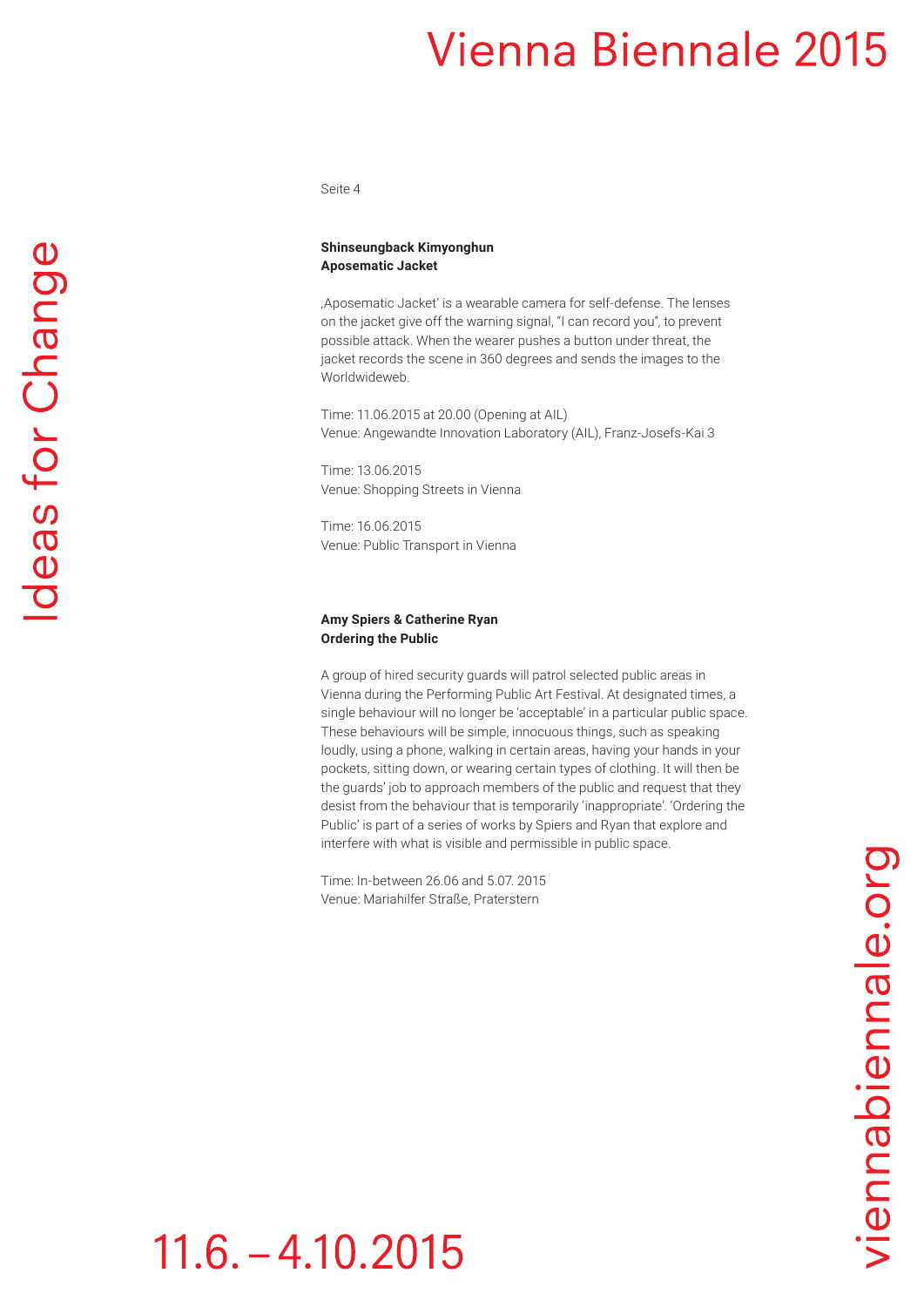**Shinseungback Kimyonghun**
**Aposematic Jacket**

‚Aposematic Jacket' is a wearable camera for self-defense. The lenses on the jacket give off the warning signal, "I can record you", to prevent possible attack. When the wearer pushes a button under threat, the jacket records the scene in 360 degrees and sends the images to the Worldwideweb.

Time: 11.06.2015 at 20.00 (Opening at AIL)
Venue: Angewandte Innovation Laboratory (AIL), Franz-Josefs-Kai 3

Time: 13.06.2015
Venue: Shopping Streets in Vienna

Time: 16.06.2015
Venue: Public Transport in Vienna

**Amy Spiers & Catherine Ryan**
**Ordering the Public**

A group of hired security guards will patrol selected public areas in Vienna during the Performing Public Art Festival. At designated times, a single behaviour will no longer be 'acceptable' in a particular public space. These behaviours will be simple, innocuous things, such as speaking loudly, using a phone, walking in certain areas, having your hands in your pockets, sitting down, or wearing certain types of clothing. It will then be the guards' job to approach members of the public and request that they desist from the behaviour that is temporarily 'inappropriate'. 'Ordering the Public' is part of a series of works by Spiers and Ryan that explore and interfere with what is visible and permissible in public space.

Time: In-between 26.06 and 5.07. 2015
Venue: Mariahilfer Straße, Praterstern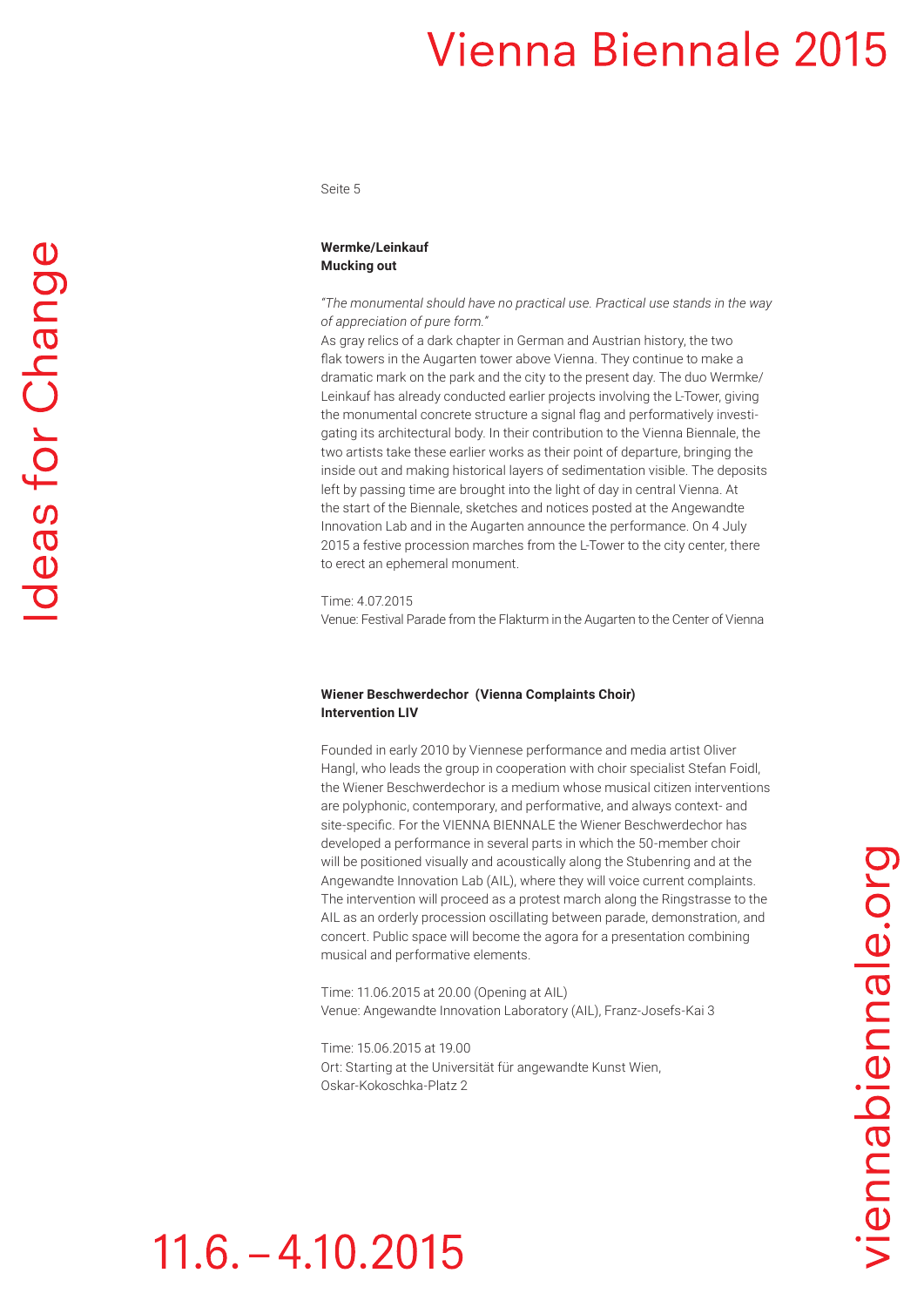**Wermke/Leinkauf**
**Mucking out**

*"The monumental should have no practical use. Practical use stands in the way of appreciation of pure form."*
As gray relics of a dark chapter in German and Austrian history, the two flak towers in the Augarten tower above Vienna. They continue to make a dramatic mark on the park and the city to the present day. The duo Wermke/Leinkauf has already conducted earlier projects involving the L-Tower, giving the monumental concrete structure a signal flag and performatively investigating its architectural body. In their contribution to the Vienna Biennale, the two artists take these earlier works as their point of departure, bringing the inside out and making historical layers of sedimentation visible. The deposits left by passing time are brought into the light of day in central Vienna. At the start of the Biennale, sketches and notices posted at the Angewandte Innovation Lab and in the Augarten announce the performance. On 4 July 2015 a festive procession marches from the L-Tower to the city center, there to erect an ephemeral monument.

Time: 4.07.2015
Venue: Festival Parade from the Flakturm in the Augarten to the Center of Vienna

**Wiener Beschwerdechor (Vienna Complaints Choir)**
**Intervention LIV**

Founded in early 2010 by Viennese performance and media artist Oliver Hangl, who leads the group in cooperation with choir specialist Stefan Foidl, the Wiener Beschwerdechor is a medium whose musical citizen interventions are polyphonic, contemporary, and performative, and always context- and site-specific. For the VIENNA BIENNALE the Wiener Beschwerdechor has developed a performance in several parts in which the 50-member choir will be positioned visually and acoustically along the Stubenring and at the Angewandte Innovation Lab (AIL), where they will voice current complaints. The intervention will proceed as a protest march along the Ringstrasse to the AIL as an orderly procession oscillating between parade, demonstration, and concert. Public space will become the agora for a presentation combining musical and performative elements.

Time: 11.06.2015 at 20.00 (Opening at AIL)
Venue: Angewandte Innovation Laboratory (AIL), Franz-Josefs-Kai 3

Time: 15.06.2015 at 19.00
Ort: Starting at the Universität für angewandte Kunst Wien, Oskar-Kokoschka-Platz 2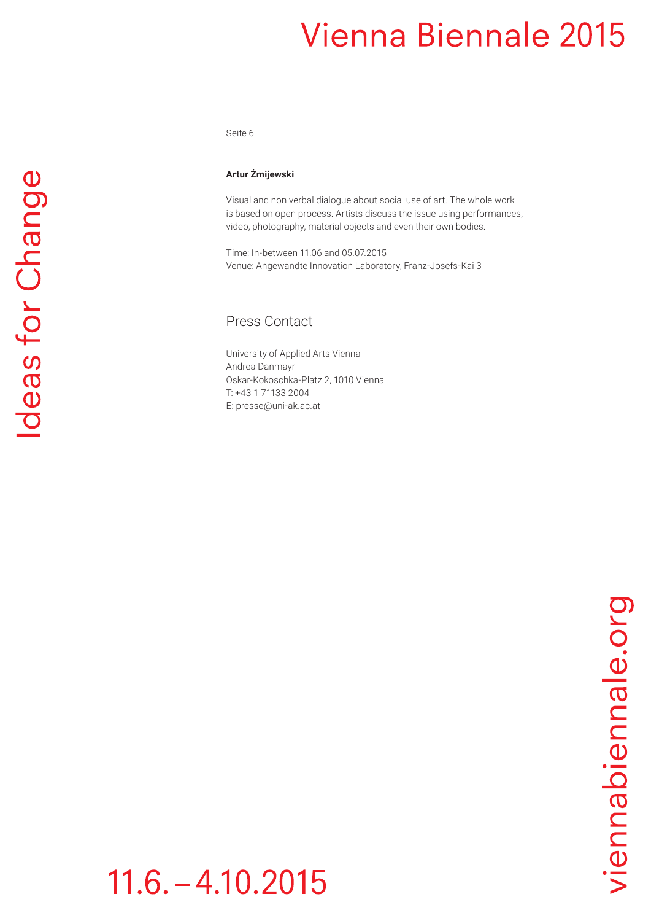**Artur Żmijewski**

Visual and non verbal dialogue about social use of art. The whole work is based on open process. Artists discuss the issue using performances, video, photography, material objects and even their own bodies.

Time: In-between 11.06 and 05.07.2015
Venue: Angewandte Innovation Laboratory, Franz-Josefs-Kai 3

## Press Contact

University of Applied Arts Vienna
Andrea Danmayr
Oskar-Kokoschka-Platz 2, 1010 Vienna
T: +43 1 71133 2004
E: presse@uni-ak.ac.at